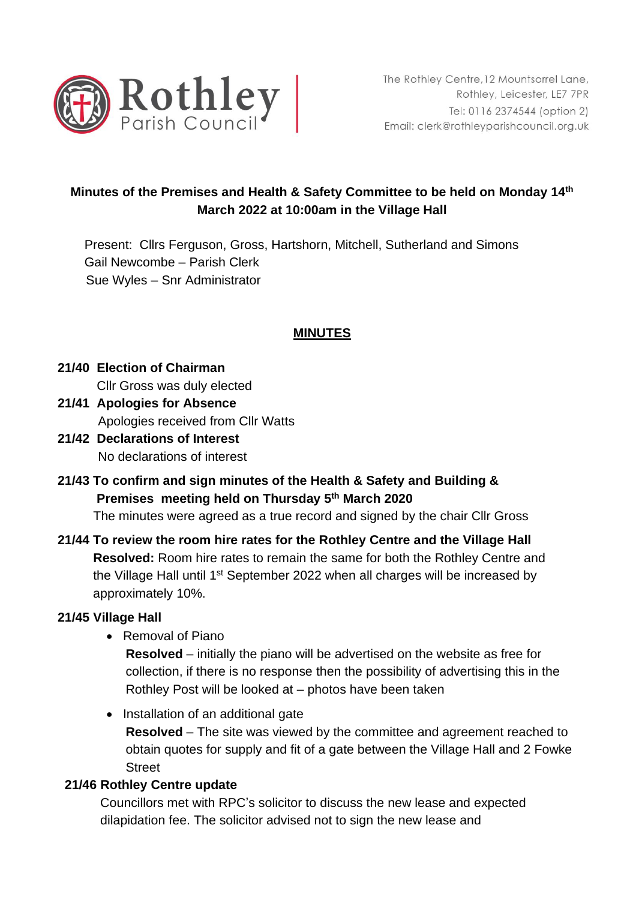Rothley Parish Council

The Rothley Centre,12 Mountsorrel Lane,
Rothley, Leicester, LE7 7PR
Tel: 0116 2374544 (option 2)
Email: clerk@rothleyparishcouncil.org.uk

**Minutes of the Premises and Health & Safety Committee to be held on Monday 14th March 2022 at 10:00am in the Village Hall**

Present: Cllrs Ferguson, Gross, Hartshorn, Mitchell, Sutherland and Simons
Gail Newcombe – Parish Clerk
Sue Wyles – Snr Administrator

## MINUTES

**21/40 Election of Chairman**
Cllr Gross was duly elected

**21/41 Apologies for Absence**
Apologies received from Cllr Watts

**21/42 Declarations of Interest**
No declarations of interest

**21/43 To confirm and sign minutes of the Health & Safety and Building & Premises meeting held on Thursday 5th March 2020**
The minutes were agreed as a true record and signed by the chair Cllr Gross

**21/44 To review the room hire rates for the Rothley Centre and the Village Hall**
**Resolved:** Room hire rates to remain the same for both the Rothley Centre and the Village Hall until 1st September 2022 when all charges will be increased by approximately 10%.

**21/45 Village Hall**

- Removal of Piano
  **Resolved** – initially the piano will be advertised on the website as free for collection, if there is no response then the possibility of advertising this in the Rothley Post will be looked at – photos have been taken

- Installation of an additional gate
  **Resolved** – The site was viewed by the committee and agreement reached to obtain quotes for supply and fit of a gate between the Village Hall and 2 Fowke Street

**21/46 Rothley Centre update**
Councillors met with RPC's solicitor to discuss the new lease and expected dilapidation fee. The solicitor advised not to sign the new lease and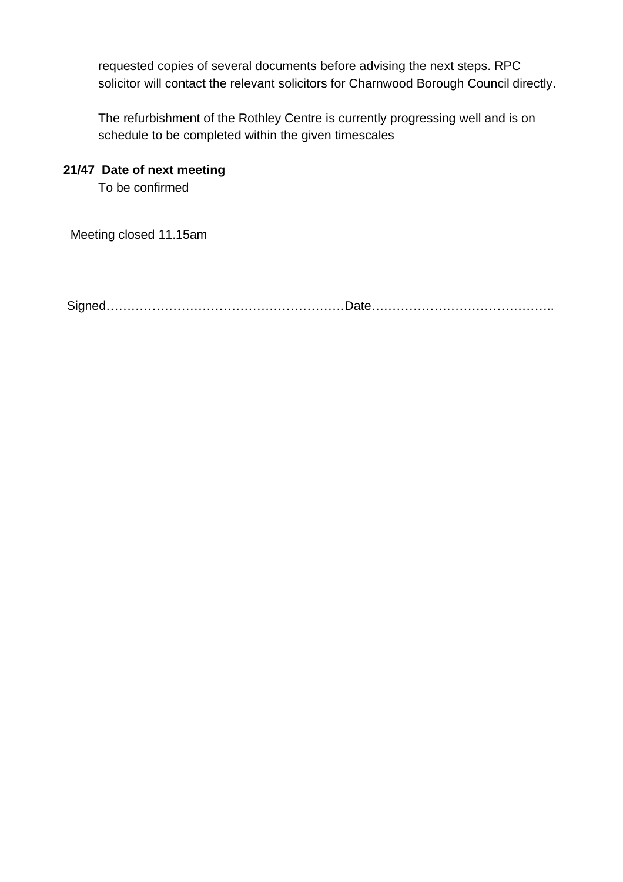requested copies of several documents before advising the next steps. RPC solicitor will contact the relevant solicitors for Charnwood Borough Council directly.

The refurbishment of the Rothley Centre is currently progressing well and is on schedule to be completed within the given timescales

**21/47 Date of next meeting**

To be confirmed

Meeting closed 11.15am

Signed…………………………………………………Date……………………………………..